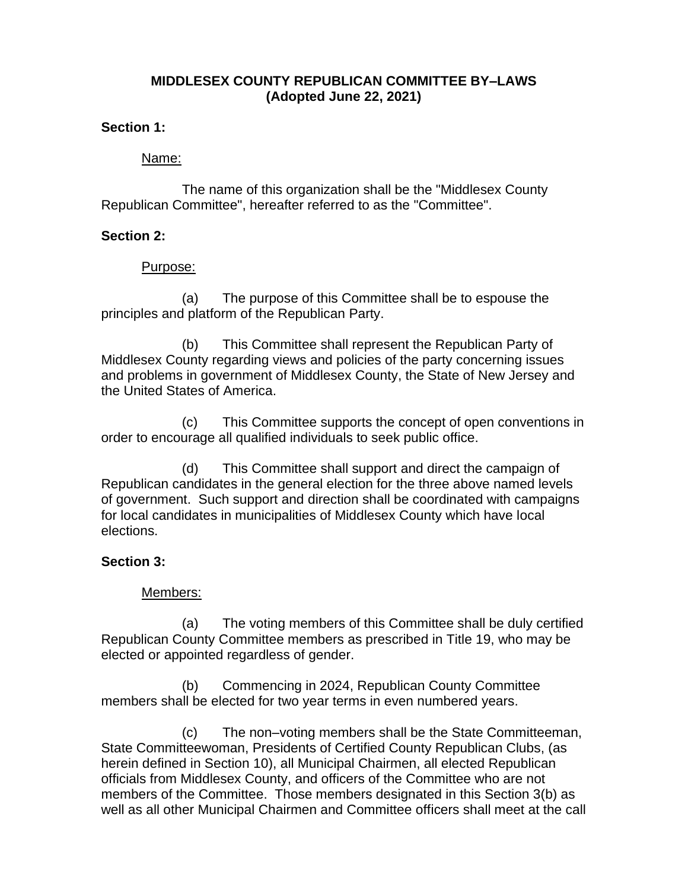# MIDDLESEX COUNTY REPUBLICAN COMMITTEE BY–LAWS
## (Adopted June 22, 2021)

**Section 1:**

Name:

The name of this organization shall be the "Middlesex County Republican Committee", hereafter referred to as the "Committee".

**Section 2:**

Purpose:

(a) The purpose of this Committee shall be to espouse the principles and platform of the Republican Party.

(b) This Committee shall represent the Republican Party of Middlesex County regarding views and policies of the party concerning issues and problems in government of Middlesex County, the State of New Jersey and the United States of America.

(c) This Committee supports the concept of open conventions in order to encourage all qualified individuals to seek public office.

(d) This Committee shall support and direct the campaign of Republican candidates in the general election for the three above named levels of government. Such support and direction shall be coordinated with campaigns for local candidates in municipalities of Middlesex County which have local elections.

**Section 3:**

Members:

(a) The voting members of this Committee shall be duly certified Republican County Committee members as prescribed in Title 19, who may be elected or appointed regardless of gender.

(b) Commencing in 2024, Republican County Committee members shall be elected for two year terms in even numbered years.

(c) The non–voting members shall be the State Committeeman, State Committeewoman, Presidents of Certified County Republican Clubs, (as herein defined in Section 10), all Municipal Chairmen, all elected Republican officials from Middlesex County, and officers of the Committee who are not members of the Committee. Those members designated in this Section 3(b) as well as all other Municipal Chairmen and Committee officers shall meet at the call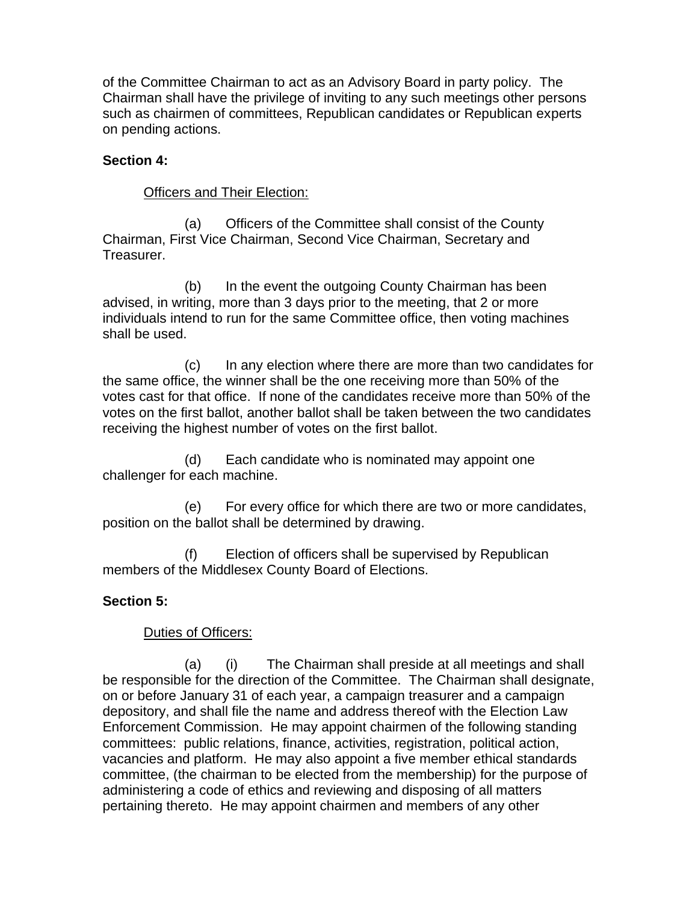of the Committee Chairman to act as an Advisory Board in party policy. The Chairman shall have the privilege of inviting to any such meetings other persons such as chairmen of committees, Republican candidates or Republican experts on pending actions.

**Section 4:**

Officers and Their Election:

(a) Officers of the Committee shall consist of the County Chairman, First Vice Chairman, Second Vice Chairman, Secretary and Treasurer.

(b) In the event the outgoing County Chairman has been advised, in writing, more than 3 days prior to the meeting, that 2 or more individuals intend to run for the same Committee office, then voting machines shall be used.

(c) In any election where there are more than two candidates for the same office, the winner shall be the one receiving more than 50% of the votes cast for that office. If none of the candidates receive more than 50% of the votes on the first ballot, another ballot shall be taken between the two candidates receiving the highest number of votes on the first ballot.

(d) Each candidate who is nominated may appoint one challenger for each machine.

(e) For every office for which there are two or more candidates, position on the ballot shall be determined by drawing.

(f) Election of officers shall be supervised by Republican members of the Middlesex County Board of Elections.

**Section 5:**

Duties of Officers:

(a) (i) The Chairman shall preside at all meetings and shall be responsible for the direction of the Committee. The Chairman shall designate, on or before January 31 of each year, a campaign treasurer and a campaign depository, and shall file the name and address thereof with the Election Law Enforcement Commission. He may appoint chairmen of the following standing committees: public relations, finance, activities, registration, political action, vacancies and platform. He may also appoint a five member ethical standards committee, (the chairman to be elected from the membership) for the purpose of administering a code of ethics and reviewing and disposing of all matters pertaining thereto. He may appoint chairmen and members of any other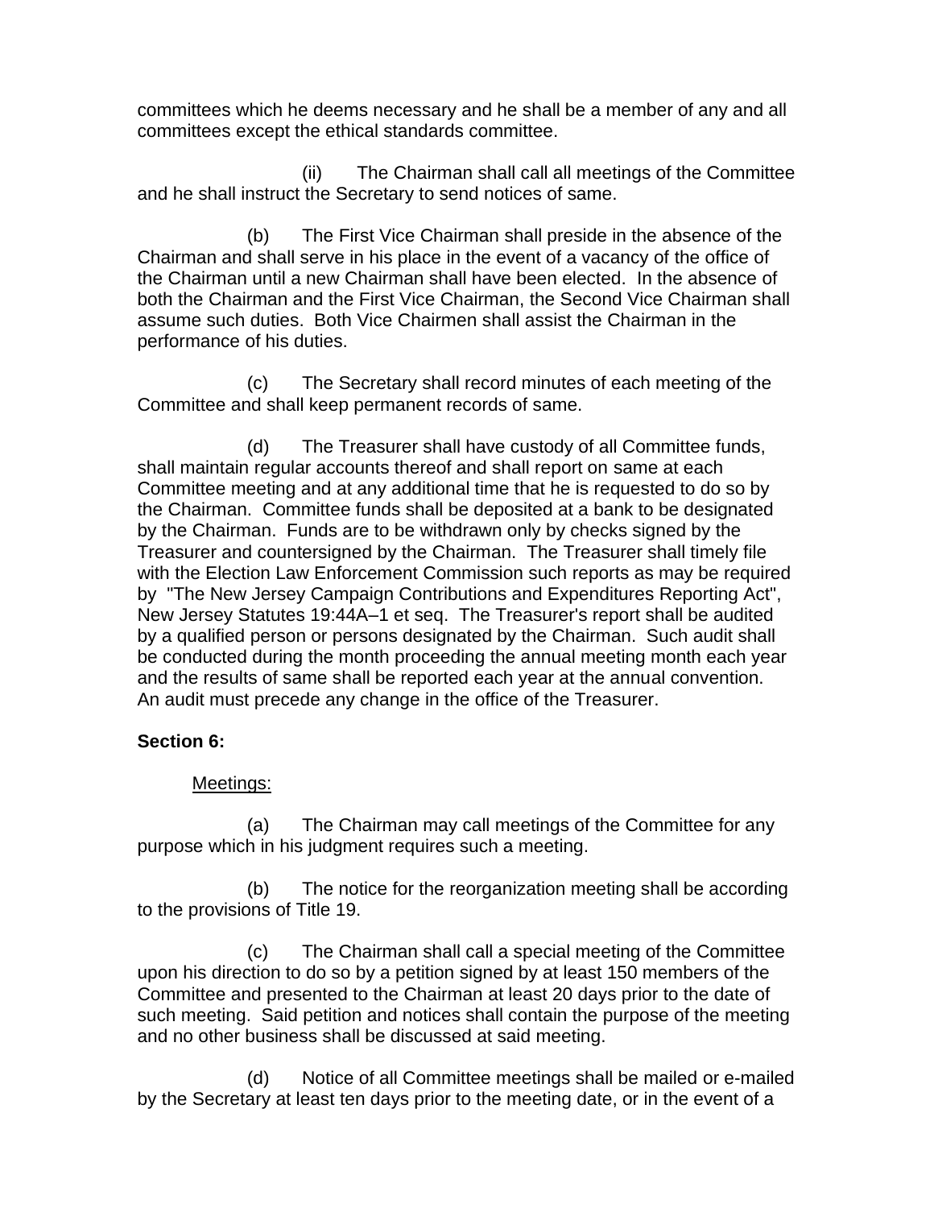committees which he deems necessary and he shall be a member of any and all committees except the ethical standards committee.

(ii) The Chairman shall call all meetings of the Committee and he shall instruct the Secretary to send notices of same.

(b) The First Vice Chairman shall preside in the absence of the Chairman and shall serve in his place in the event of a vacancy of the office of the Chairman until a new Chairman shall have been elected. In the absence of both the Chairman and the First Vice Chairman, the Second Vice Chairman shall assume such duties. Both Vice Chairmen shall assist the Chairman in the performance of his duties.

(c) The Secretary shall record minutes of each meeting of the Committee and shall keep permanent records of same.

(d) The Treasurer shall have custody of all Committee funds, shall maintain regular accounts thereof and shall report on same at each Committee meeting and at any additional time that he is requested to do so by the Chairman. Committee funds shall be deposited at a bank to be designated by the Chairman. Funds are to be withdrawn only by checks signed by the Treasurer and countersigned by the Chairman. The Treasurer shall timely file with the Election Law Enforcement Commission such reports as may be required by "The New Jersey Campaign Contributions and Expenditures Reporting Act", New Jersey Statutes 19:44A–1 et seq. The Treasurer's report shall be audited by a qualified person or persons designated by the Chairman. Such audit shall be conducted during the month proceeding the annual meeting month each year and the results of same shall be reported each year at the annual convention. An audit must precede any change in the office of the Treasurer.

**Section 6:**

Meetings:

(a) The Chairman may call meetings of the Committee for any purpose which in his judgment requires such a meeting.

(b) The notice for the reorganization meeting shall be according to the provisions of Title 19.

(c) The Chairman shall call a special meeting of the Committee upon his direction to do so by a petition signed by at least 150 members of the Committee and presented to the Chairman at least 20 days prior to the date of such meeting. Said petition and notices shall contain the purpose of the meeting and no other business shall be discussed at said meeting.

(d) Notice of all Committee meetings shall be mailed or e-mailed by the Secretary at least ten days prior to the meeting date, or in the event of a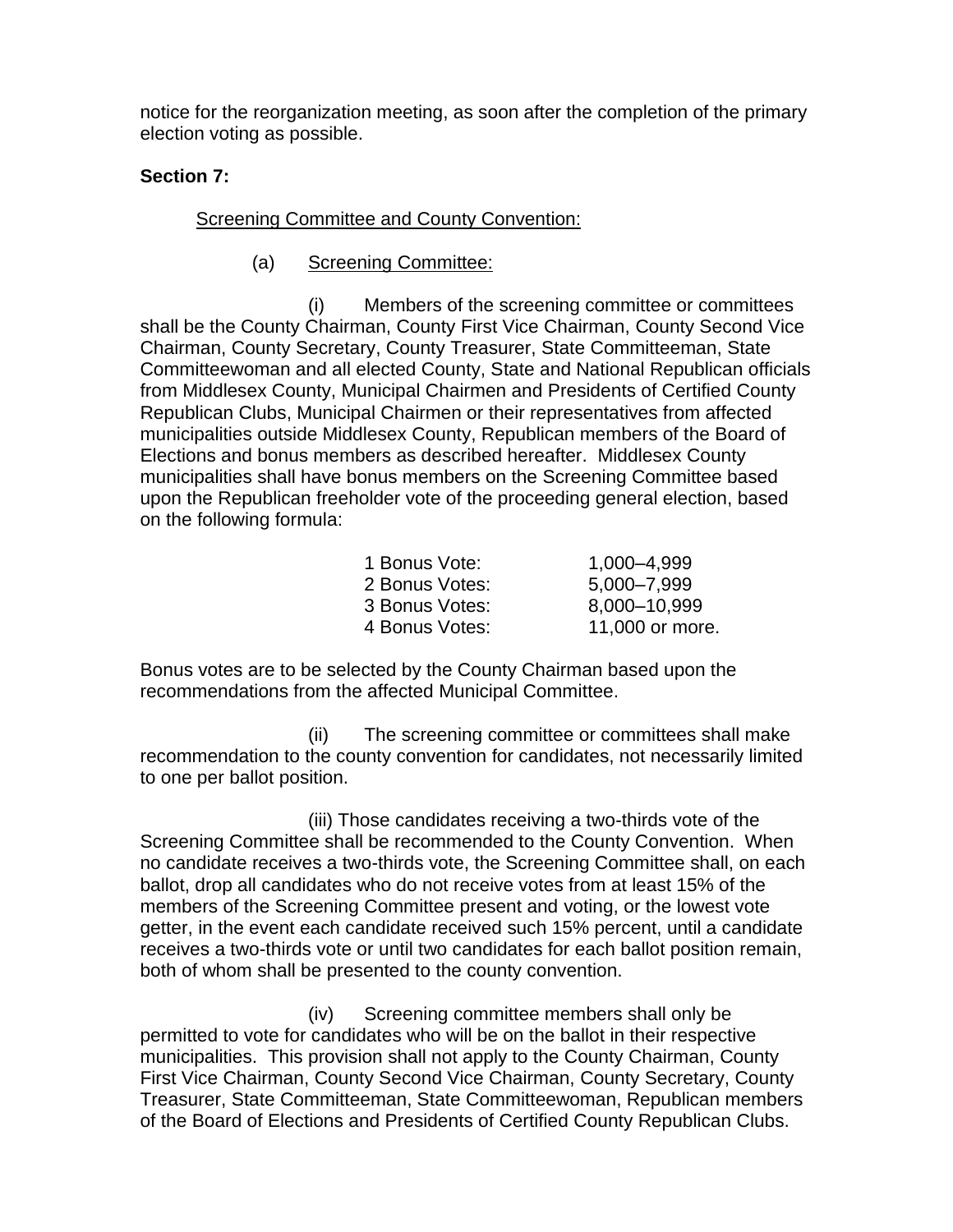notice for the reorganization meeting, as soon after the completion of the primary election voting as possible.

**Section 7:**

Screening Committee and County Convention:

(a) Screening Committee:

(i) Members of the screening committee or committees shall be the County Chairman, County First Vice Chairman, County Second Vice Chairman, County Secretary, County Treasurer, State Committeeman, State Committeewoman and all elected County, State and National Republican officials from Middlesex County, Municipal Chairmen and Presidents of Certified County Republican Clubs, Municipal Chairmen or their representatives from affected municipalities outside Middlesex County, Republican members of the Board of Elections and bonus members as described hereafter. Middlesex County municipalities shall have bonus members on the Screening Committee based upon the Republican freeholder vote of the proceeding general election, based on the following formula:

| | |
|---|---|
| 1 Bonus Vote: | 1,000–4,999 |
| 2 Bonus Votes: | 5,000–7,999 |
| 3 Bonus Votes: | 8,000–10,999 |
| 4 Bonus Votes: | 11,000 or more. |

Bonus votes are to be selected by the County Chairman based upon the recommendations from the affected Municipal Committee.

(ii) The screening committee or committees shall make recommendation to the county convention for candidates, not necessarily limited to one per ballot position.

(iii) Those candidates receiving a two-thirds vote of the Screening Committee shall be recommended to the County Convention. When no candidate receives a two-thirds vote, the Screening Committee shall, on each ballot, drop all candidates who do not receive votes from at least 15% of the members of the Screening Committee present and voting, or the lowest vote getter, in the event each candidate received such 15% percent, until a candidate receives a two-thirds vote or until two candidates for each ballot position remain, both of whom shall be presented to the county convention.

(iv) Screening committee members shall only be permitted to vote for candidates who will be on the ballot in their respective municipalities. This provision shall not apply to the County Chairman, County First Vice Chairman, County Second Vice Chairman, County Secretary, County Treasurer, State Committeeman, State Committeewoman, Republican members of the Board of Elections and Presidents of Certified County Republican Clubs.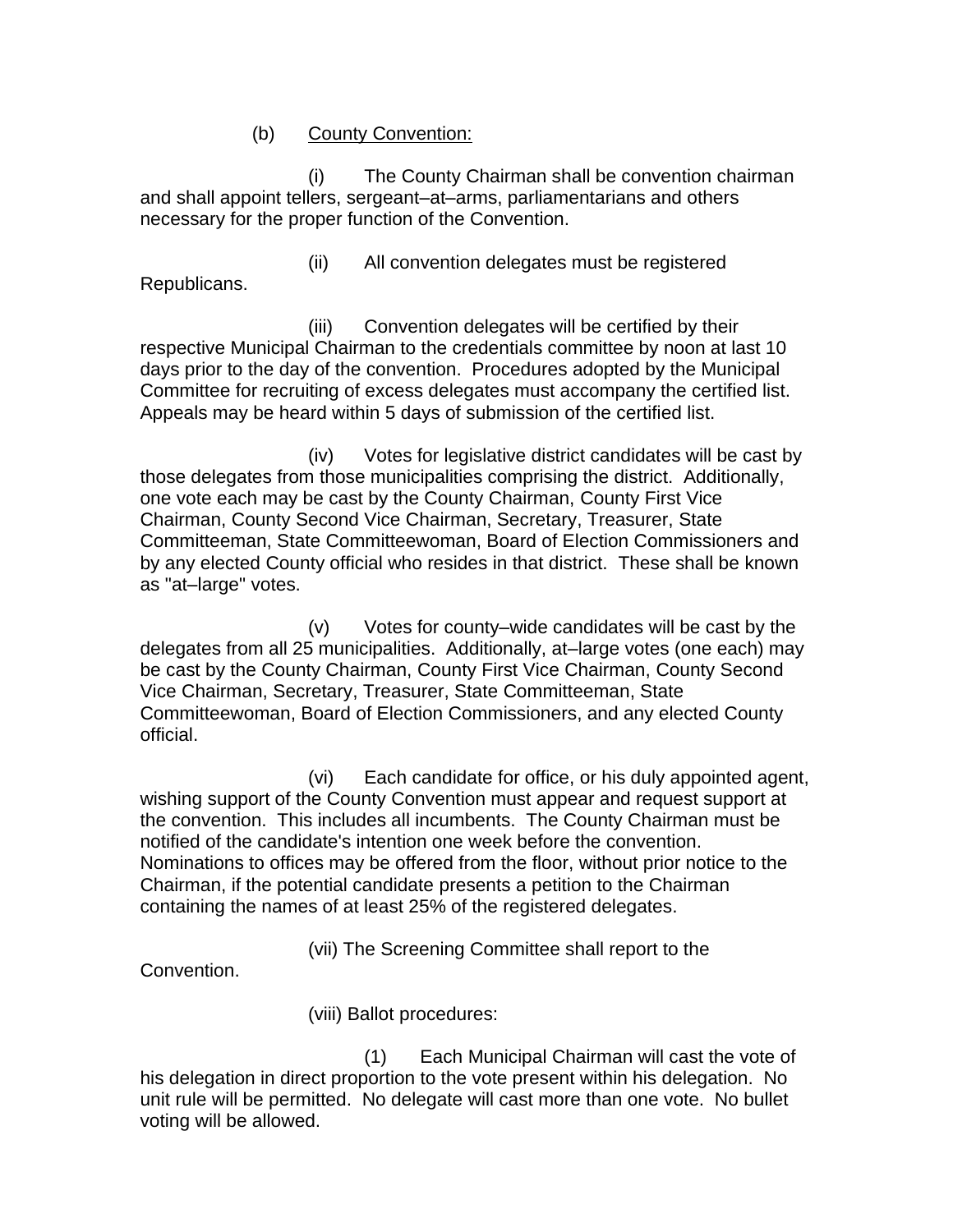(b) <u>County Convention:</u>

(i) The County Chairman shall be convention chairman and shall appoint tellers, sergeant–at–arms, parliamentarians and others necessary for the proper function of the Convention.

(ii) All convention delegates must be registered Republicans.

(iii) Convention delegates will be certified by their respective Municipal Chairman to the credentials committee by noon at last 10 days prior to the day of the convention. Procedures adopted by the Municipal Committee for recruiting of excess delegates must accompany the certified list. Appeals may be heard within 5 days of submission of the certified list.

(iv) Votes for legislative district candidates will be cast by those delegates from those municipalities comprising the district. Additionally, one vote each may be cast by the County Chairman, County First Vice Chairman, County Second Vice Chairman, Secretary, Treasurer, State Committeeman, State Committeewoman, Board of Election Commissioners and by any elected County official who resides in that district. These shall be known as "at–large" votes.

(v) Votes for county–wide candidates will be cast by the delegates from all 25 municipalities. Additionally, at–large votes (one each) may be cast by the County Chairman, County First Vice Chairman, County Second Vice Chairman, Secretary, Treasurer, State Committeeman, State Committeewoman, Board of Election Commissioners, and any elected County official.

(vi) Each candidate for office, or his duly appointed agent, wishing support of the County Convention must appear and request support at the convention. This includes all incumbents. The County Chairman must be notified of the candidate's intention one week before the convention. Nominations to offices may be offered from the floor, without prior notice to the Chairman, if the potential candidate presents a petition to the Chairman containing the names of at least 25% of the registered delegates.

(vii) The Screening Committee shall report to the Convention.

(viii) Ballot procedures:

(1) Each Municipal Chairman will cast the vote of his delegation in direct proportion to the vote present within his delegation. No unit rule will be permitted. No delegate will cast more than one vote. No bullet voting will be allowed.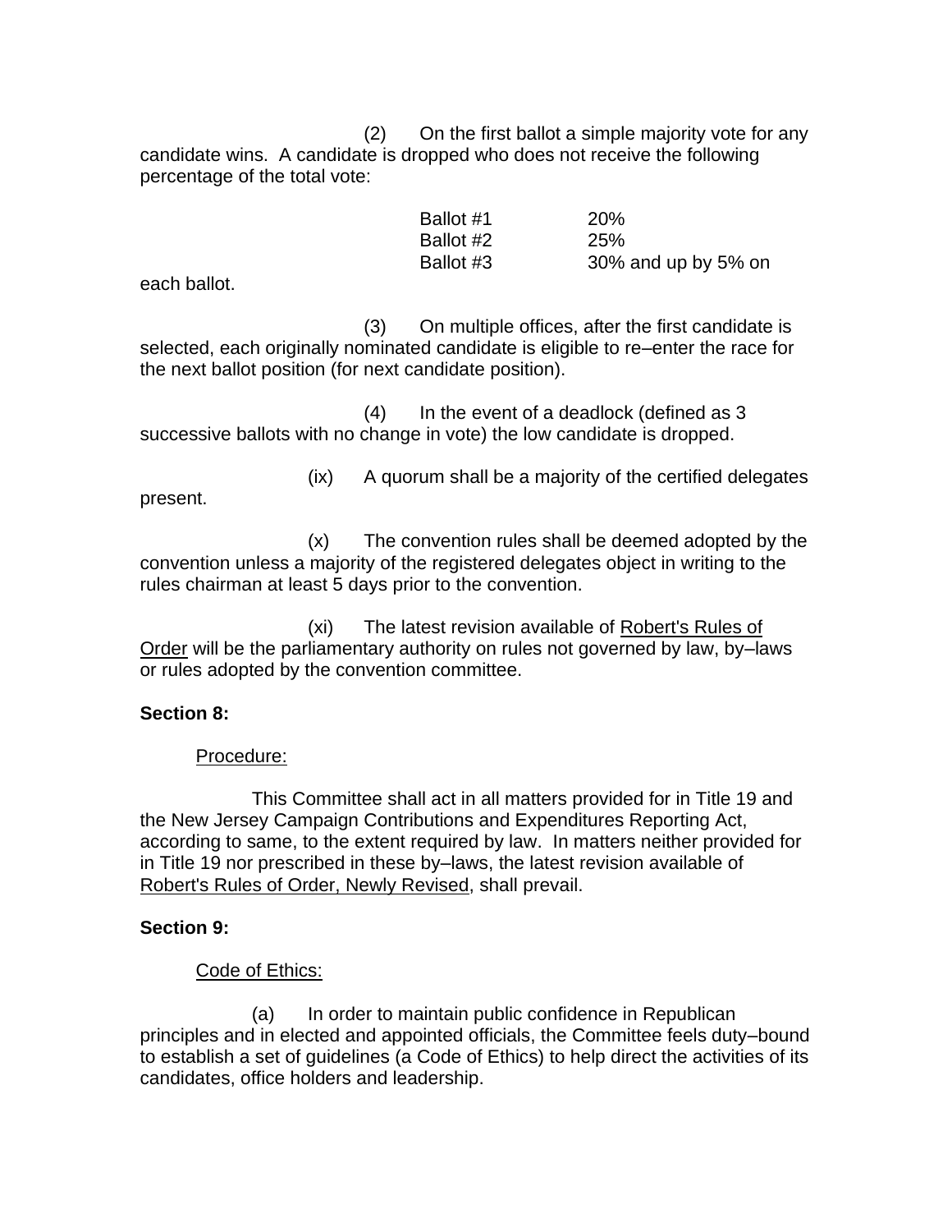(2) On the first ballot a simple majority vote for any candidate wins. A candidate is dropped who does not receive the following percentage of the total vote:

| | |
|---|---|
| Ballot #1 | 20% |
| Ballot #2 | 25% |
| Ballot #3 | 30% and up by 5% on |

each ballot.

(3) On multiple offices, after the first candidate is selected, each originally nominated candidate is eligible to re–enter the race for the next ballot position (for next candidate position).

(4) In the event of a deadlock (defined as 3 successive ballots with no change in vote) the low candidate is dropped.

(ix) A quorum shall be a majority of the certified delegates present.

(x) The convention rules shall be deemed adopted by the convention unless a majority of the registered delegates object in writing to the rules chairman at least 5 days prior to the convention.

(xi) The latest revision available of Robert's Rules of Order will be the parliamentary authority on rules not governed by law, by–laws or rules adopted by the convention committee.

**Section 8:**

Procedure:

This Committee shall act in all matters provided for in Title 19 and the New Jersey Campaign Contributions and Expenditures Reporting Act, according to same, to the extent required by law. In matters neither provided for in Title 19 nor prescribed in these by–laws, the latest revision available of Robert's Rules of Order, Newly Revised, shall prevail.

**Section 9:**

Code of Ethics:

(a) In order to maintain public confidence in Republican principles and in elected and appointed officials, the Committee feels duty–bound to establish a set of guidelines (a Code of Ethics) to help direct the activities of its candidates, office holders and leadership.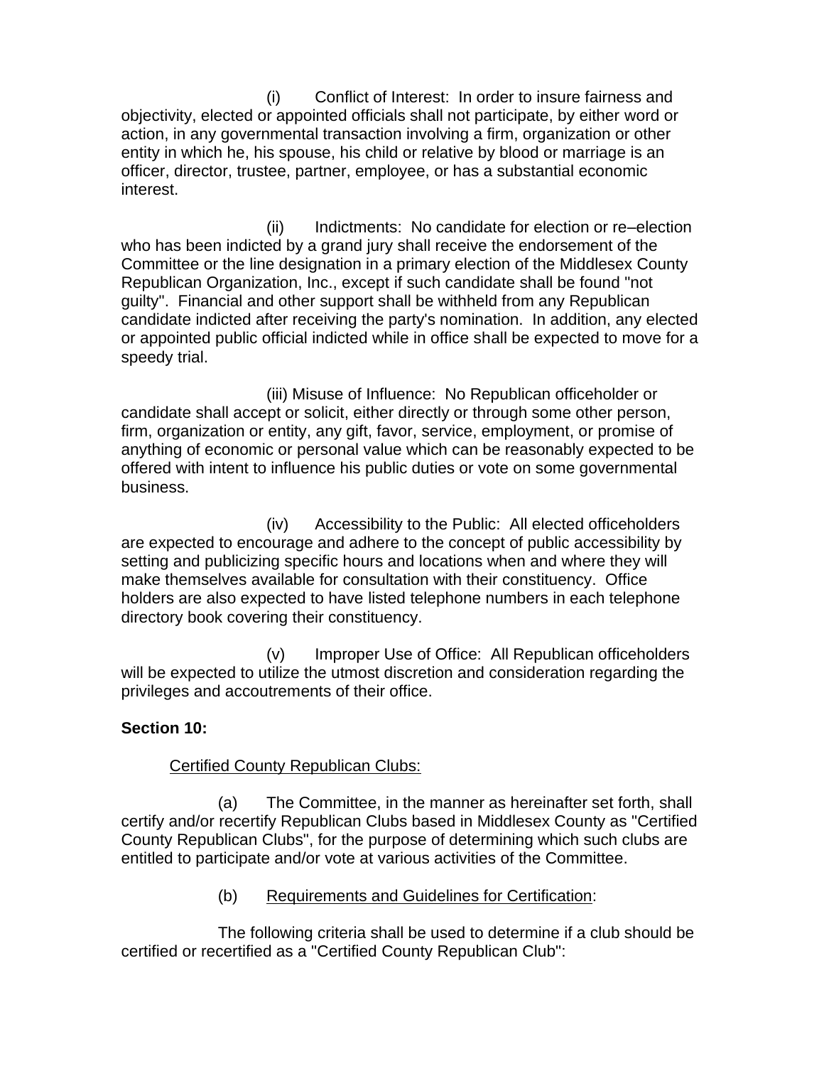(i) Conflict of Interest: In order to insure fairness and objectivity, elected or appointed officials shall not participate, by either word or action, in any governmental transaction involving a firm, organization or other entity in which he, his spouse, his child or relative by blood or marriage is an officer, director, trustee, partner, employee, or has a substantial economic interest.

(ii) Indictments: No candidate for election or re–election who has been indicted by a grand jury shall receive the endorsement of the Committee or the line designation in a primary election of the Middlesex County Republican Organization, Inc., except if such candidate shall be found "not guilty". Financial and other support shall be withheld from any Republican candidate indicted after receiving the party's nomination. In addition, any elected or appointed public official indicted while in office shall be expected to move for a speedy trial.

(iii) Misuse of Influence: No Republican officeholder or candidate shall accept or solicit, either directly or through some other person, firm, organization or entity, any gift, favor, service, employment, or promise of anything of economic or personal value which can be reasonably expected to be offered with intent to influence his public duties or vote on some governmental business.

(iv) Accessibility to the Public: All elected officeholders are expected to encourage and adhere to the concept of public accessibility by setting and publicizing specific hours and locations when and where they will make themselves available for consultation with their constituency. Office holders are also expected to have listed telephone numbers in each telephone directory book covering their constituency.

(v) Improper Use of Office: All Republican officeholders will be expected to utilize the utmost discretion and consideration regarding the privileges and accoutrements of their office.

**Section 10:**

Certified County Republican Clubs:

(a) The Committee, in the manner as hereinafter set forth, shall certify and/or recertify Republican Clubs based in Middlesex County as "Certified County Republican Clubs", for the purpose of determining which such clubs are entitled to participate and/or vote at various activities of the Committee.

(b) Requirements and Guidelines for Certification:

The following criteria shall be used to determine if a club should be certified or recertified as a "Certified County Republican Club":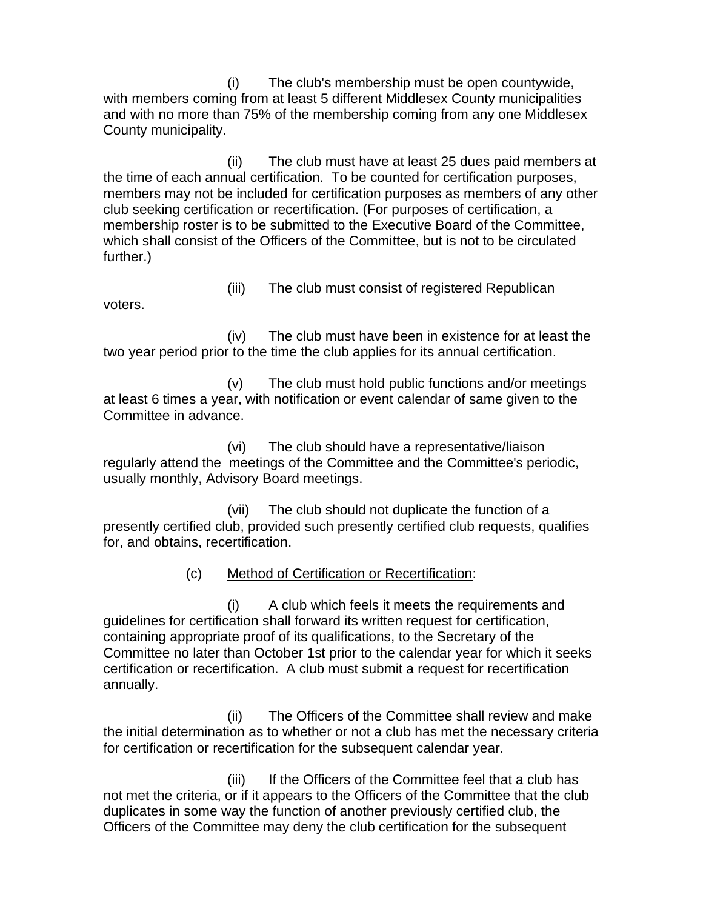(i) The club's membership must be open countywide, with members coming from at least 5 different Middlesex County municipalities and with no more than 75% of the membership coming from any one Middlesex County municipality.

(ii) The club must have at least 25 dues paid members at the time of each annual certification. To be counted for certification purposes, members may not be included for certification purposes as members of any other club seeking certification or recertification. (For purposes of certification, a membership roster is to be submitted to the Executive Board of the Committee, which shall consist of the Officers of the Committee, but is not to be circulated further.)

(iii) The club must consist of registered Republican voters.

(iv) The club must have been in existence for at least the two year period prior to the time the club applies for its annual certification.

(v) The club must hold public functions and/or meetings at least 6 times a year, with notification or event calendar of same given to the Committee in advance.

(vi) The club should have a representative/liaison regularly attend the meetings of the Committee and the Committee's periodic, usually monthly, Advisory Board meetings.

(vii) The club should not duplicate the function of a presently certified club, provided such presently certified club requests, qualifies for, and obtains, recertification.

(c) Method of Certification or Recertification:

(i) A club which feels it meets the requirements and guidelines for certification shall forward its written request for certification, containing appropriate proof of its qualifications, to the Secretary of the Committee no later than October 1st prior to the calendar year for which it seeks certification or recertification. A club must submit a request for recertification annually.

(ii) The Officers of the Committee shall review and make the initial determination as to whether or not a club has met the necessary criteria for certification or recertification for the subsequent calendar year.

(iii) If the Officers of the Committee feel that a club has not met the criteria, or if it appears to the Officers of the Committee that the club duplicates in some way the function of another previously certified club, the Officers of the Committee may deny the club certification for the subsequent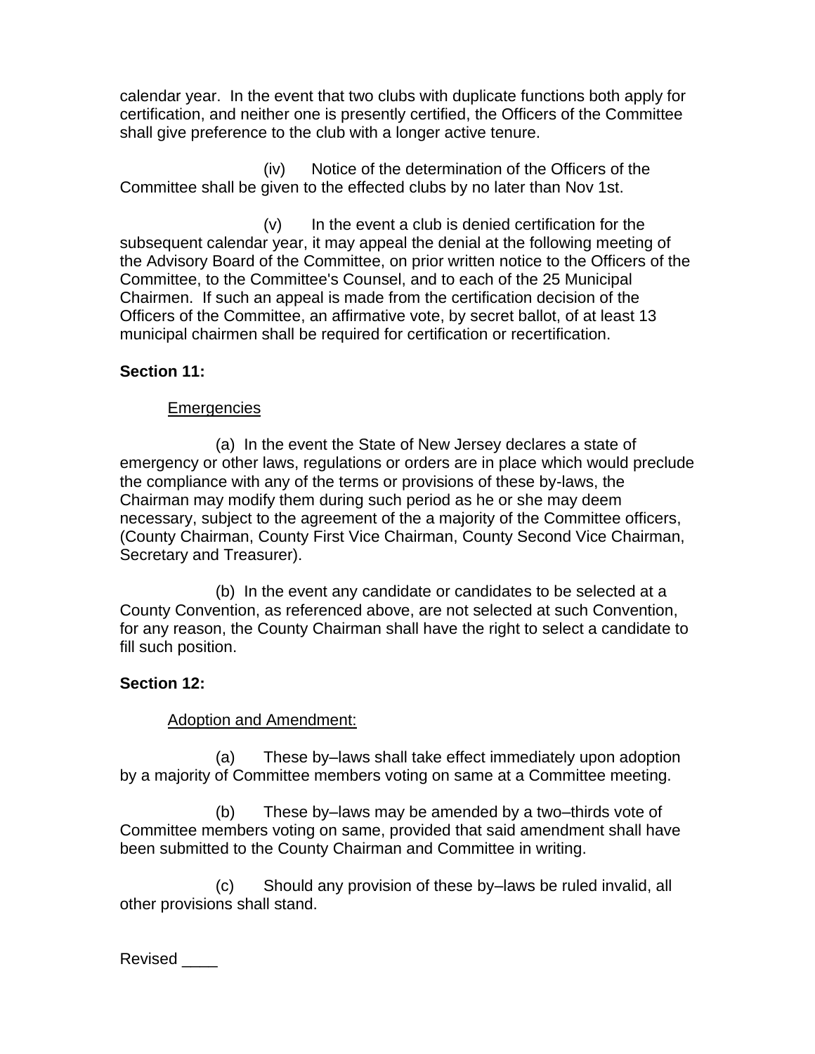calendar year. In the event that two clubs with duplicate functions both apply for certification, and neither one is presently certified, the Officers of the Committee shall give preference to the club with a longer active tenure.

(iv) Notice of the determination of the Officers of the Committee shall be given to the effected clubs by no later than Nov 1st.

(v) In the event a club is denied certification for the subsequent calendar year, it may appeal the denial at the following meeting of the Advisory Board of the Committee, on prior written notice to the Officers of the Committee, to the Committee's Counsel, and to each of the 25 Municipal Chairmen. If such an appeal is made from the certification decision of the Officers of the Committee, an affirmative vote, by secret ballot, of at least 13 municipal chairmen shall be required for certification or recertification.

**Section 11:**

<u>Emergencies</u>

(a) In the event the State of New Jersey declares a state of emergency or other laws, regulations or orders are in place which would preclude the compliance with any of the terms or provisions of these by-laws, the Chairman may modify them during such period as he or she may deem necessary, subject to the agreement of the a majority of the Committee officers, (County Chairman, County First Vice Chairman, County Second Vice Chairman, Secretary and Treasurer).

(b) In the event any candidate or candidates to be selected at a County Convention, as referenced above, are not selected at such Convention, for any reason, the County Chairman shall have the right to select a candidate to fill such position.

**Section 12:**

<u>Adoption and Amendment:</u>

(a) These by–laws shall take effect immediately upon adoption by a majority of Committee members voting on same at a Committee meeting.

(b) These by–laws may be amended by a two–thirds vote of Committee members voting on same, provided that said amendment shall have been submitted to the County Chairman and Committee in writing.

(c) Should any provision of these by–laws be ruled invalid, all other provisions shall stand.

Revised ____